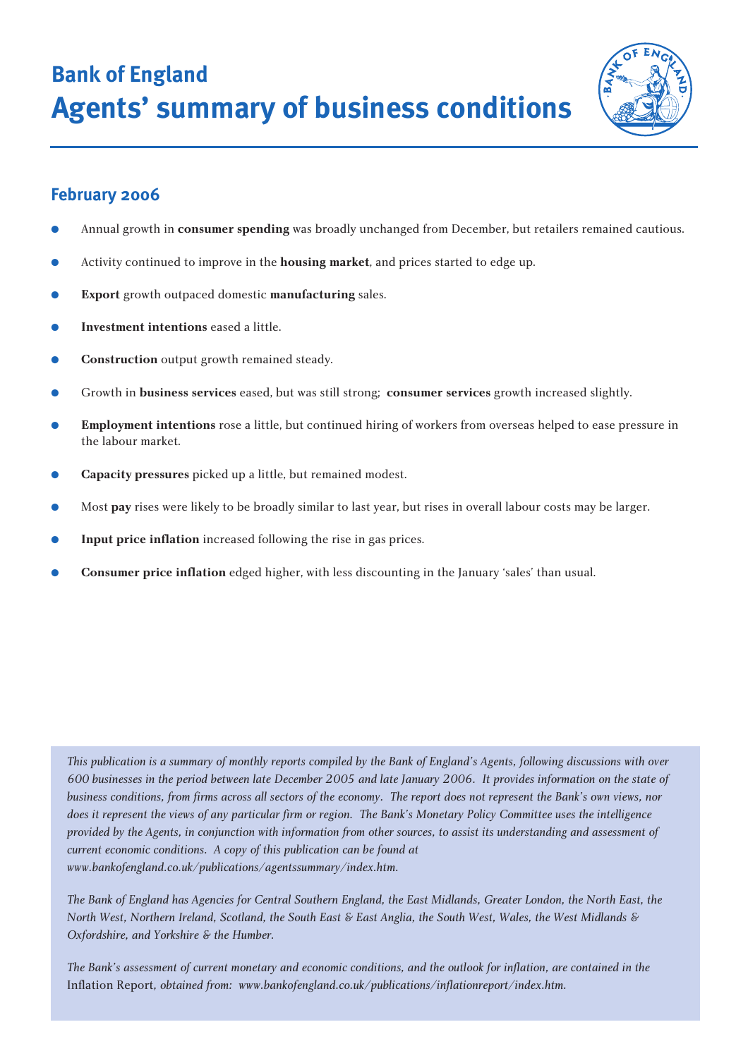# Bank of England
# Agents' summary of business conditions

## February 2006

- Annual growth in **consumer spending** was broadly unchanged from December, but retailers remained cautious.
- Activity continued to improve in the **housing market**, and prices started to edge up.
- **Export** growth outpaced domestic **manufacturing** sales.
- **Investment intentions** eased a little.
- **Construction** output growth remained steady.
- Growth in **business services** eased, but was still strong; **consumer services** growth increased slightly.
- **Employment intentions** rose a little, but continued hiring of workers from overseas helped to ease pressure in the labour market.
- **Capacity pressures** picked up a little, but remained modest.
- Most **pay** rises were likely to be broadly similar to last year, but rises in overall labour costs may be larger.
- **Input price inflation** increased following the rise in gas prices.
- **Consumer price inflation** edged higher, with less discounting in the January 'sales' than usual.

*This publication is a summary of monthly reports compiled by the Bank of England's Agents, following discussions with over 600 businesses in the period between late December 2005 and late January 2006. It provides information on the state of business conditions, from firms across all sectors of the economy. The report does not represent the Bank's own views, nor does it represent the views of any particular firm or region. The Bank's Monetary Policy Committee uses the intelligence provided by the Agents, in conjunction with information from other sources, to assist its understanding and assessment of current economic conditions. A copy of this publication can be found at www.bankofengland.co.uk/publications/agentssummary/index.htm.*

*The Bank of England has Agencies for Central Southern England, the East Midlands, Greater London, the North East, the North West, Northern Ireland, Scotland, the South East & East Anglia, the South West, Wales, the West Midlands & Oxfordshire, and Yorkshire & the Humber.*

*The Bank's assessment of current monetary and economic conditions, and the outlook for inflation, are contained in the* Inflation Report, *obtained from: www.bankofengland.co.uk/publications/inflationreport/index.htm.*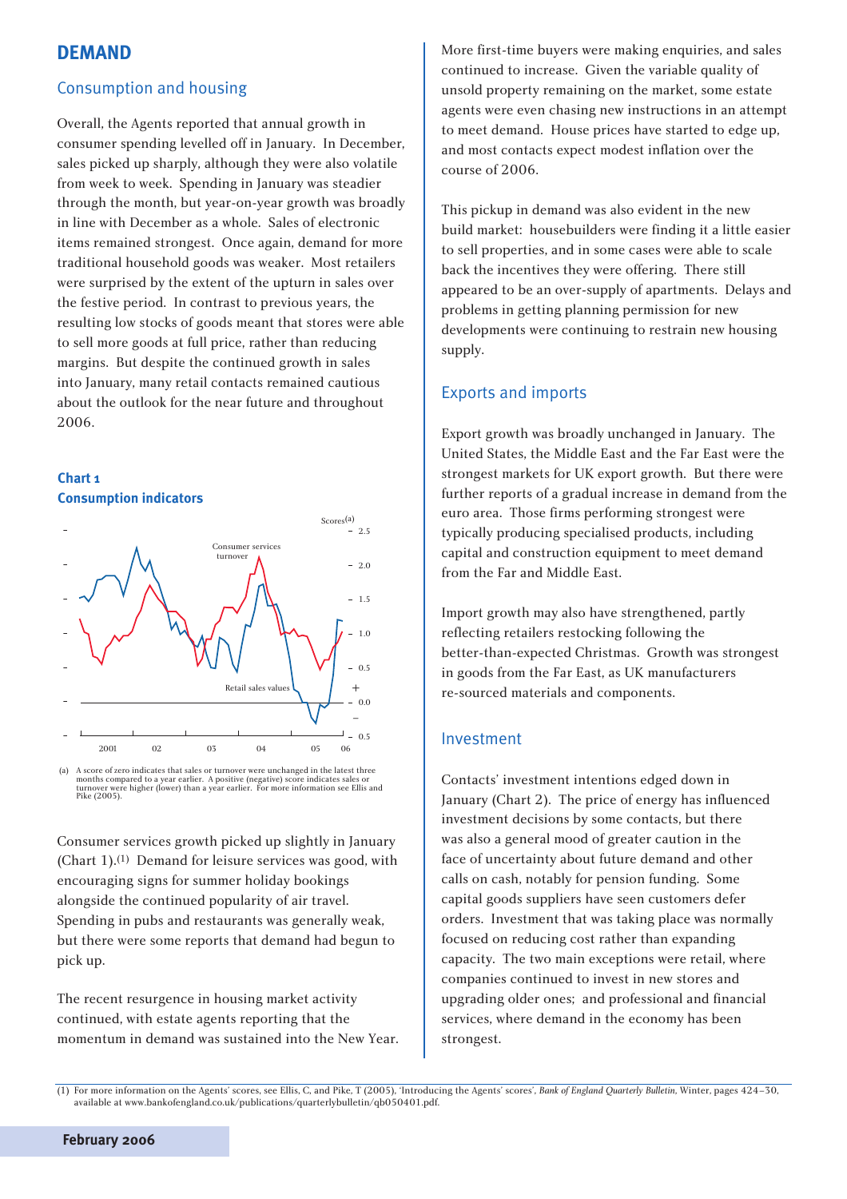# DEMAND

## Consumption and housing

Overall, the Agents reported that annual growth in consumer spending levelled off in January. In December, sales picked up sharply, although they were also volatile from week to week. Spending in January was steadier through the month, but year-on-year growth was broadly in line with December as a whole. Sales of electronic items remained strongest. Once again, demand for more traditional household goods was weaker. Most retailers were surprised by the extent of the upturn in sales over the festive period. In contrast to previous years, the resulting low stocks of goods meant that stores were able to sell more goods at full price, rather than reducing margins. But despite the continued growth in sales into January, many retail contacts remained cautious about the outlook for the near future and throughout 2006.

**Chart 1**
**Consumption indicators**

(a) A score of zero indicates that sales or turnover were unchanged in the latest three months compared to a year earlier. A positive (negative) score indicates sales or turnover were higher (lower) than a year earlier. For more information see Ellis and Pike (2005).

Consumer services growth picked up slightly in January (Chart 1).[1] Demand for leisure services was good, with encouraging signs for summer holiday bookings alongside the continued popularity of air travel. Spending in pubs and restaurants was generally weak, but there were some reports that demand had begun to pick up.

The recent resurgence in housing market activity continued, with estate agents reporting that the momentum in demand was sustained into the New Year. More first-time buyers were making enquiries, and sales continued to increase. Given the variable quality of unsold property remaining on the market, some estate agents were even chasing new instructions in an attempt to meet demand. House prices have started to edge up, and most contacts expect modest inflation over the course of 2006.

This pickup in demand was also evident in the new build market: housebuilders were finding it a little easier to sell properties, and in some cases were able to scale back the incentives they were offering. There still appeared to be an over-supply of apartments. Delays and problems in getting planning permission for new developments were continuing to restrain new housing supply.

## Exports and imports

Export growth was broadly unchanged in January. The United States, the Middle East and the Far East were the strongest markets for UK export growth. But there were further reports of a gradual increase in demand from the euro area. Those firms performing strongest were typically producing specialised products, including capital and construction equipment to meet demand from the Far and Middle East.

Import growth may also have strengthened, partly reflecting retailers restocking following the better-than-expected Christmas. Growth was strongest in goods from the Far East, as UK manufacturers re-sourced materials and components.

## Investment

Contacts' investment intentions edged down in January (Chart 2). The price of energy has influenced investment decisions by some contacts, but there was also a general mood of greater caution in the face of uncertainty about future demand and other calls on cash, notably for pension funding. Some capital goods suppliers have seen customers defer orders. Investment that was taking place was normally focused on reducing cost rather than expanding capacity. The two main exceptions were retail, where companies continued to invest in new stores and upgrading older ones; and professional and financial services, where demand in the economy has been strongest.

(1) For more information on the Agents' scores, see Ellis, C, and Pike, T (2005), 'Introducing the Agents' scores', *Bank of England Quarterly Bulletin*, Winter, pages 424–30, available at www.bankofengland.co.uk/publications/quarterlybulletin/qb050401.pdf.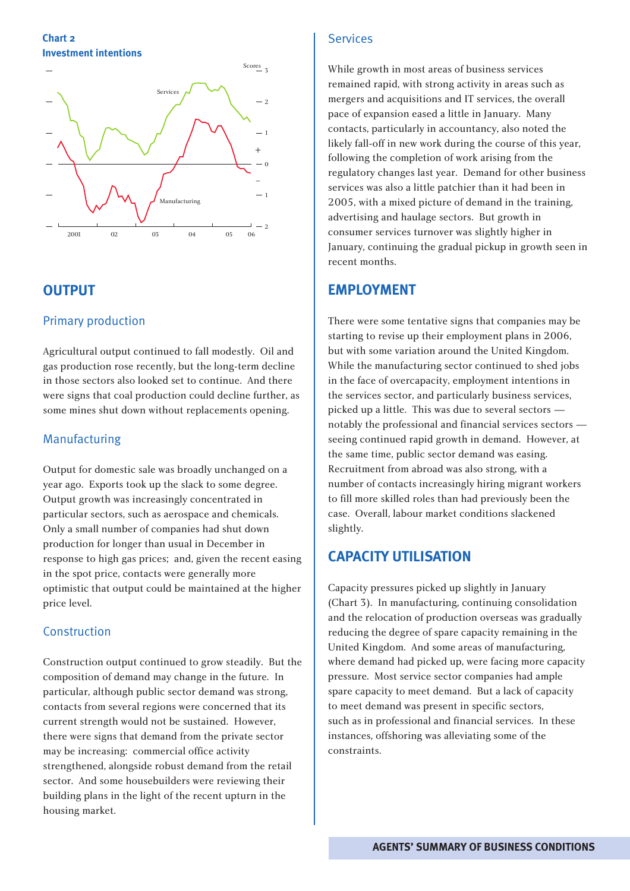**Chart 2**
**Investment intentions**

## OUTPUT

### Primary production

Agricultural output continued to fall modestly. Oil and gas production rose recently, but the long-term decline in those sectors also looked set to continue. And there were signs that coal production could decline further, as some mines shut down without replacements opening.

### Manufacturing

Output for domestic sale was broadly unchanged on a year ago. Exports took up the slack to some degree. Output growth was increasingly concentrated in particular sectors, such as aerospace and chemicals. Only a small number of companies had shut down production for longer than usual in December in response to high gas prices; and, given the recent easing in the spot price, contacts were generally more optimistic that output could be maintained at the higher price level.

### Construction

Construction output continued to grow steadily. But the composition of demand may change in the future. In particular, although public sector demand was strong, contacts from several regions were concerned that its current strength would not be sustained. However, there were signs that demand from the private sector may be increasing: commercial office activity strengthened, alongside robust demand from the retail sector. And some housebuilders were reviewing their building plans in the light of the recent upturn in the housing market.

### Services

While growth in most areas of business services remained rapid, with strong activity in areas such as mergers and acquisitions and IT services, the overall pace of expansion eased a little in January. Many contacts, particularly in accountancy, also noted the likely fall-off in new work during the course of this year, following the completion of work arising from the regulatory changes last year. Demand for other business services was also a little patchier than it had been in 2005, with a mixed picture of demand in the training, advertising and haulage sectors. But growth in consumer services turnover was slightly higher in January, continuing the gradual pickup in growth seen in recent months.

## EMPLOYMENT

There were some tentative signs that companies may be starting to revise up their employment plans in 2006, but with some variation around the United Kingdom. While the manufacturing sector continued to shed jobs in the face of overcapacity, employment intentions in the services sector, and particularly business services, picked up a little. This was due to several sectors — notably the professional and financial services sectors — seeing continued rapid growth in demand. However, at the same time, public sector demand was easing. Recruitment from abroad was also strong, with a number of contacts increasingly hiring migrant workers to fill more skilled roles than had previously been the case. Overall, labour market conditions slackened slightly.

## CAPACITY UTILISATION

Capacity pressures picked up slightly in January (Chart 3). In manufacturing, continuing consolidation and the relocation of production overseas was gradually reducing the degree of spare capacity remaining in the United Kingdom. And some areas of manufacturing, where demand had picked up, were facing more capacity pressure. Most service sector companies had ample spare capacity to meet demand. But a lack of capacity to meet demand was present in specific sectors, such as in professional and financial services. In these instances, offshoring was alleviating some of the constraints.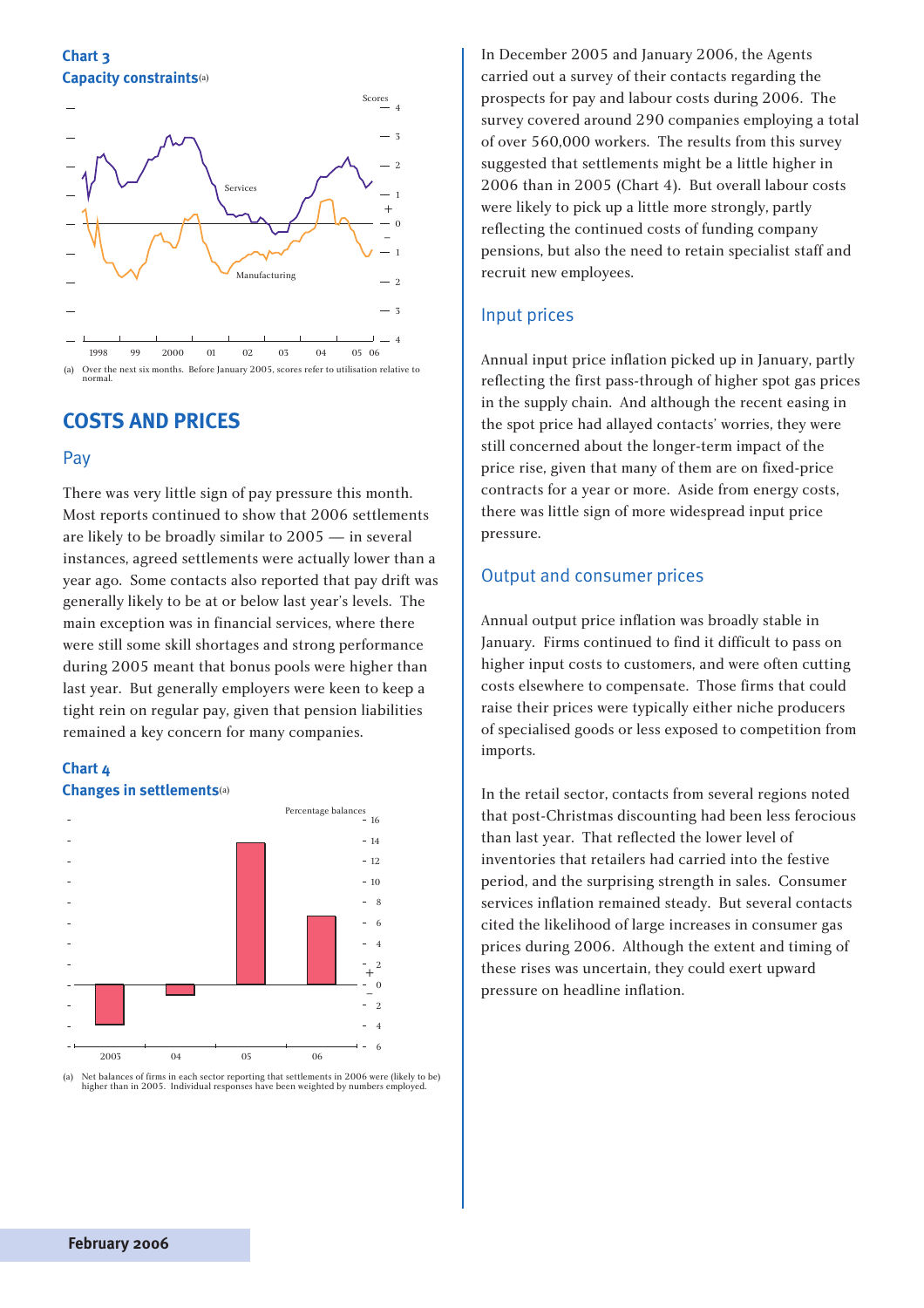**Chart 3**
**Capacity constraints**(a)

Scores

4
3
2
1
+
0
–
1
2
3
4

Services

Manufacturing

1998 99 2000 01 02 03 04 05 06

(a) Over the next six months. Before January 2005, scores refer to utilisation relative to normal.

## COSTS AND PRICES

### Pay

There was very little sign of pay pressure this month. Most reports continued to show that 2006 settlements are likely to be broadly similar to 2005 — in several instances, agreed settlements were actually lower than a year ago. Some contacts also reported that pay drift was generally likely to be at or below last year's levels. The main exception was in financial services, where there were still some skill shortages and strong performance during 2005 meant that bonus pools were higher than last year. But generally employers were keen to keep a tight rein on regular pay, given that pension liabilities remained a key concern for many companies.

**Chart 4**
**Changes in settlements**(a)

Percentage balances

16
14
12
10
8
6
4
2
+
0
–
2
4
6

2003 04 05 06

(a) Net balances of firms in each sector reporting that settlements in 2006 were (likely to be) higher than in 2005. Individual responses have been weighted by numbers employed.

In December 2005 and January 2006, the Agents carried out a survey of their contacts regarding the prospects for pay and labour costs during 2006. The survey covered around 290 companies employing a total of over 560,000 workers. The results from this survey suggested that settlements might be a little higher in 2006 than in 2005 (Chart 4). But overall labour costs were likely to pick up a little more strongly, partly reflecting the continued costs of funding company pensions, but also the need to retain specialist staff and recruit new employees.

### Input prices

Annual input price inflation picked up in January, partly reflecting the first pass-through of higher spot gas prices in the supply chain. And although the recent easing in the spot price had allayed contacts' worries, they were still concerned about the longer-term impact of the price rise, given that many of them are on fixed-price contracts for a year or more. Aside from energy costs, there was little sign of more widespread input price pressure.

### Output and consumer prices

Annual output price inflation was broadly stable in January. Firms continued to find it difficult to pass on higher input costs to customers, and were often cutting costs elsewhere to compensate. Those firms that could raise their prices were typically either niche producers of specialised goods or less exposed to competition from imports.

In the retail sector, contacts from several regions noted that post-Christmas discounting had been less ferocious than last year. That reflected the lower level of inventories that retailers had carried into the festive period, and the surprising strength in sales. Consumer services inflation remained steady. But several contacts cited the likelihood of large increases in consumer gas prices during 2006. Although the extent and timing of these rises was uncertain, they could exert upward pressure on headline inflation.